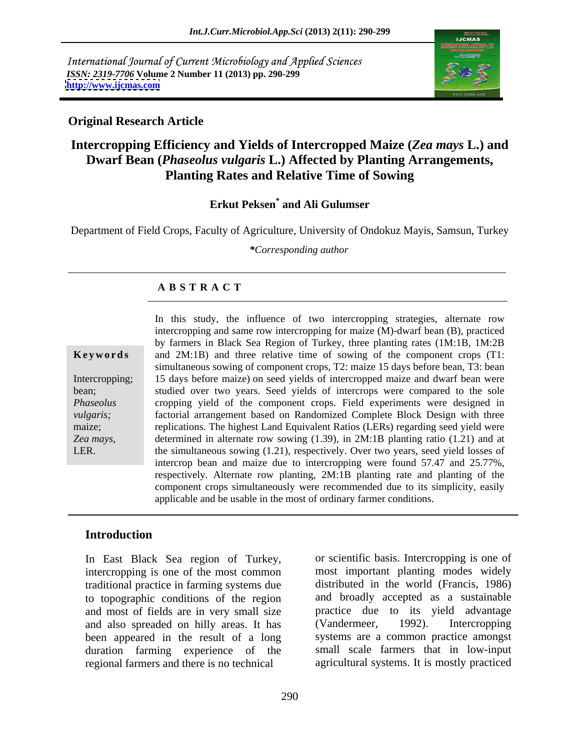International Journal of Current Microbiology and Applied Sciences
*ISSN: 2319-7706* **Volume 2 Number 11 (2013) pp. 290-299**
**http://www.ijcmas.com**

**Original Research Article**

# Intercropping Efficiency and Yields of Intercropped Maize (*Zea mays* L.) and Dwarf Bean (*Phaseolus vulgaris* L.) Affected by Planting Arrangements, Planting Rates and Relative Time of Sowing

**Erkut Peksen* and Ali Gulumser**

Department of Field Crops, Faculty of Agriculture, University of Ondokuz Mayis, Samsun, Turkey

**Corresponding author*

## ABSTRACT

**Keywords**

Intercropping; bean; *Phaseolus vulgaris;* maize; *Zea mays,* LER.

In this study, the influence of two intercropping strategies, alternate row intercropping and same row intercropping for maize (M)-dwarf bean (B), practiced by farmers in Black Sea Region of Turkey, three planting rates (1M:1B, 1M:2B and 2M:1B) and three relative time of sowing of the component crops (T1: simultaneous sowing of component crops, T2: maize 15 days before bean, T3: bean 15 days before maize) on seed yields of intercropped maize and dwarf bean were studied over two years. Seed yields of intercrops were compared to the sole cropping yield of the component crops. Field experiments were designed in factorial arrangement based on Randomized Complete Block Design with three replications. The highest Land Equivalent Ratios (LERs) regarding seed yield were determined in alternate row sowing (1.39), in 2M:1B planting ratio (1.21) and at the simultaneous sowing (1.21), respectively. Over two years, seed yield losses of intercrop bean and maize due to intercropping were found 57.47 and 25.77%, respectively. Alternate row planting, 2M:1B planting rate and planting of the component crops simultaneously were recommended due to its simplicity, easily applicable and be usable in the most of ordinary farmer conditions.

## Introduction

In East Black Sea region of Turkey, intercropping is one of the most common traditional practice in farming systems due to topographic conditions of the region and most of fields are in very small size and also spreaded on hilly areas. It has been appeared in the result of a long duration farming experience of the regional farmers and there is no technical or scientific basis. Intercropping is one of most important planting modes widely distributed in the world (Francis, 1986) and broadly accepted as a sustainable practice due to its yield advantage (Vandermeer, 1992). Intercropping systems are a common practice amongst small scale farmers that in low-input agricultural systems. It is mostly practiced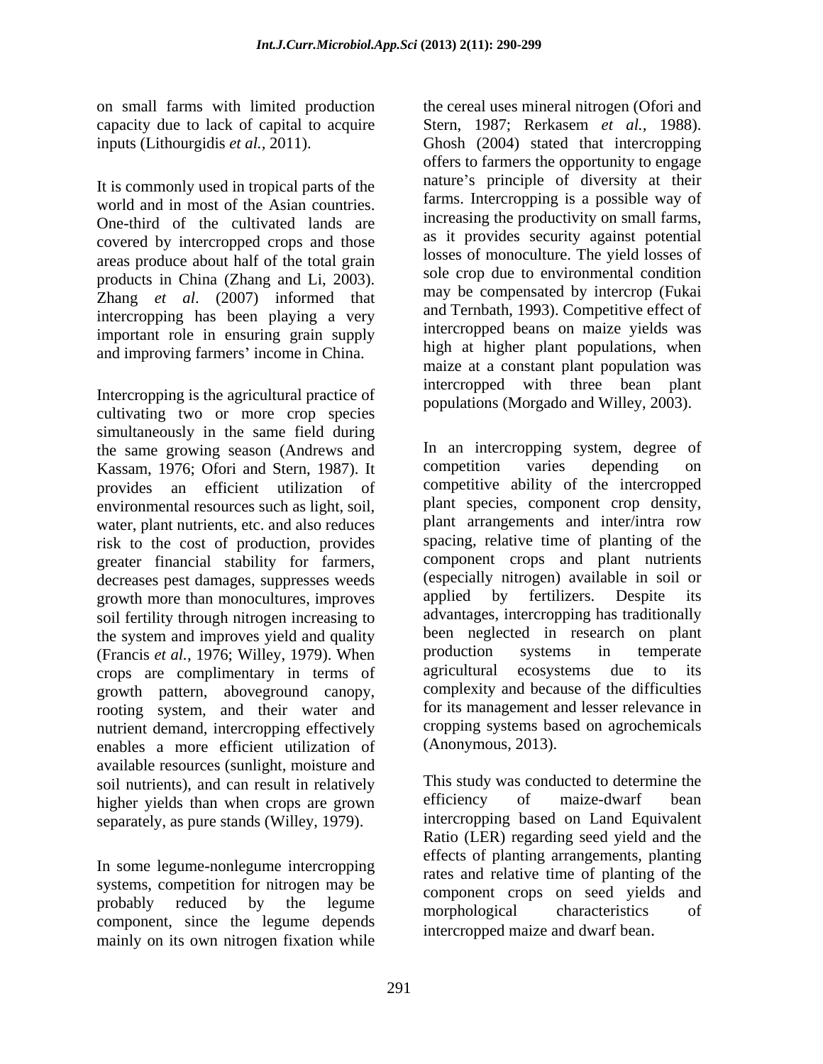on small farms with limited production capacity due to lack of capital to acquire inputs (Lithourgidis *et al.,* 2011).

It is commonly used in tropical parts of the world and in most of the Asian countries. One-third of the cultivated lands are covered by intercropped crops and those areas produce about half of the total grain products in China (Zhang and Li, 2003). Zhang *et al*. (2007) informed that intercropping has been playing a very important role in ensuring grain supply and improving farmers' income in China.

Intercropping is the agricultural practice of cultivating two or more crop species simultaneously in the same field during the same growing season (Andrews and Kassam, 1976; Ofori and Stern, 1987). It provides an efficient utilization of environmental resources such as light, soil, water, plant nutrients, etc. and also reduces risk to the cost of production, provides greater financial stability for farmers, decreases pest damages, suppresses weeds growth more than monocultures, improves soil fertility through nitrogen increasing to the system and improves yield and quality (Francis *et al.,* 1976; Willey, 1979). When crops are complimentary in terms of growth pattern, aboveground canopy, rooting system, and their water and nutrient demand, intercropping effectively enables a more efficient utilization of available resources (sunlight, moisture and soil nutrients), and can result in relatively higher yields than when crops are grown separately, as pure stands (Willey, 1979).

In some legume-nonlegume intercropping systems, competition for nitrogen may be probably reduced by the legume component, since the legume depends mainly on its own nitrogen fixation while the cereal uses mineral nitrogen (Ofori and Stern, 1987; Rerkasem *et al.,* 1988). Ghosh (2004) stated that intercropping offers to farmers the opportunity to engage nature's principle of diversity at their farms. Intercropping is a possible way of increasing the productivity on small farms, as it provides security against potential losses of monoculture. The yield losses of sole crop due to environmental condition may be compensated by intercrop (Fukai and Ternbath, 1993). Competitive effect of intercropped beans on maize yields was high at higher plant populations, when maize at a constant plant population was intercropped with three bean plant populations (Morgado and Willey, 2003).

In an intercropping system, degree of competition varies depending on competitive ability of the intercropped plant species, component crop density, plant arrangements and inter/intra row spacing, relative time of planting of the component crops and plant nutrients (especially nitrogen) available in soil or applied by fertilizers. Despite its advantages, intercropping has traditionally been neglected in research on plant production systems in temperate agricultural ecosystems due to its complexity and because of the difficulties for its management and lesser relevance in cropping systems based on agrochemicals (Anonymous, 2013).

This study was conducted to determine the efficiency of maize-dwarf bean intercropping based on Land Equivalent Ratio (LER) regarding seed yield and the effects of planting arrangements, planting rates and relative time of planting of the component crops on seed yields and morphological characteristics of intercropped maize and dwarf bean.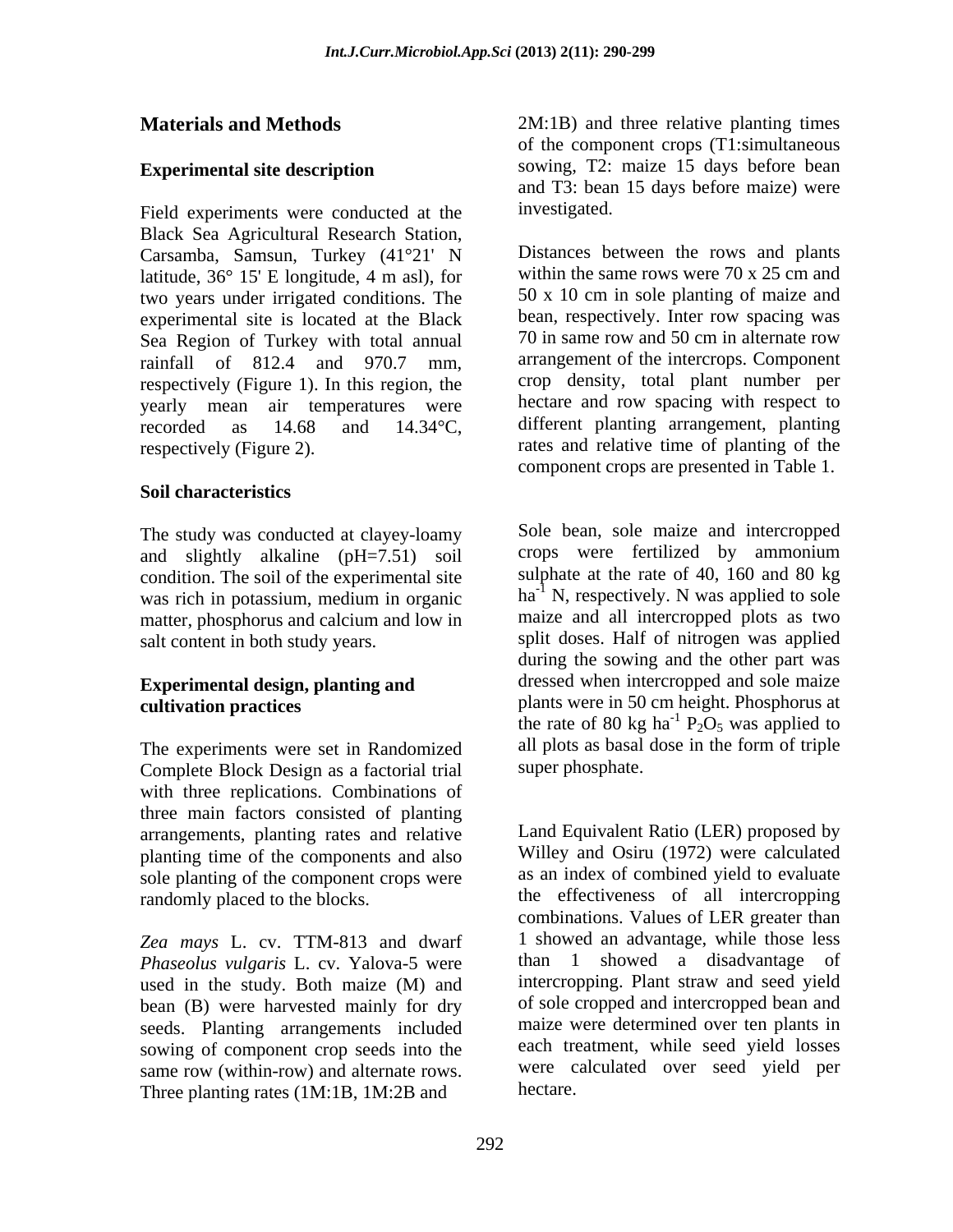## Materials and Methods

### Experimental site description

Field experiments were conducted at the Black Sea Agricultural Research Station, Carsamba, Samsun, Turkey (41°21' N latitude, 36° 15' E longitude, 4 m asl), for two years under irrigated conditions. The experimental site is located at the Black Sea Region of Turkey with total annual rainfall of 812.4 and 970.7 mm, respectively (Figure 1). In this region, the yearly mean air temperatures were recorded as 14.68 and 14.34°C, respectively (Figure 2).

### Soil characteristics

The study was conducted at clayey-loamy and slightly alkaline (pH=7.51) soil condition. The soil of the experimental site was rich in potassium, medium in organic matter, phosphorus and calcium and low in salt content in both study years.

### Experimental design, planting and cultivation practices

The experiments were set in Randomized Complete Block Design as a factorial trial with three replications. Combinations of three main factors consisted of planting arrangements, planting rates and relative planting time of the components and also sole planting of the component crops were randomly placed to the blocks.

*Zea mays* L. cv. TTM-813 and dwarf *Phaseolus vulgaris* L. cv. Yalova-5 were used in the study. Both maize (M) and bean (B) were harvested mainly for dry seeds. Planting arrangements included sowing of component crop seeds into the same row (within-row) and alternate rows. Three planting rates (1M:1B, 1M:2B and 2M:1B) and three relative planting times of the component crops (T1:simultaneous sowing, T2: maize 15 days before bean and T3: bean 15 days before maize) were investigated.

Distances between the rows and plants within the same rows were 70 x 25 cm and 50 x 10 cm in sole planting of maize and bean, respectively. Inter row spacing was 70 in same row and 50 cm in alternate row arrangement of the intercrops. Component crop density, total plant number per hectare and row spacing with respect to different planting arrangement, planting rates and relative time of planting of the component crops are presented in Table 1.

Sole bean, sole maize and intercropped crops were fertilized by ammonium sulphate at the rate of 40, 160 and 80 kg $ha^{-1}$ N, respectively. N was applied to sole maize and all intercropped plots as two split doses. Half of nitrogen was applied during the sowing and the other part was dressed when intercropped and sole maize plants were in 50 cm height. Phosphorus at the rate of 80 kg $ha^{-1}$ $P_2O_5$ was applied to all plots as basal dose in the form of triple super phosphate.

Land Equivalent Ratio (LER) proposed by Willey and Osiru (1972) were calculated as an index of combined yield to evaluate the effectiveness of all intercropping combinations. Values of LER greater than 1 showed an advantage, while those less than 1 showed a disadvantage of intercropping. Plant straw and seed yield of sole cropped and intercropped bean and maize were determined over ten plants in each treatment, while seed yield losses were calculated over seed yield per hectare.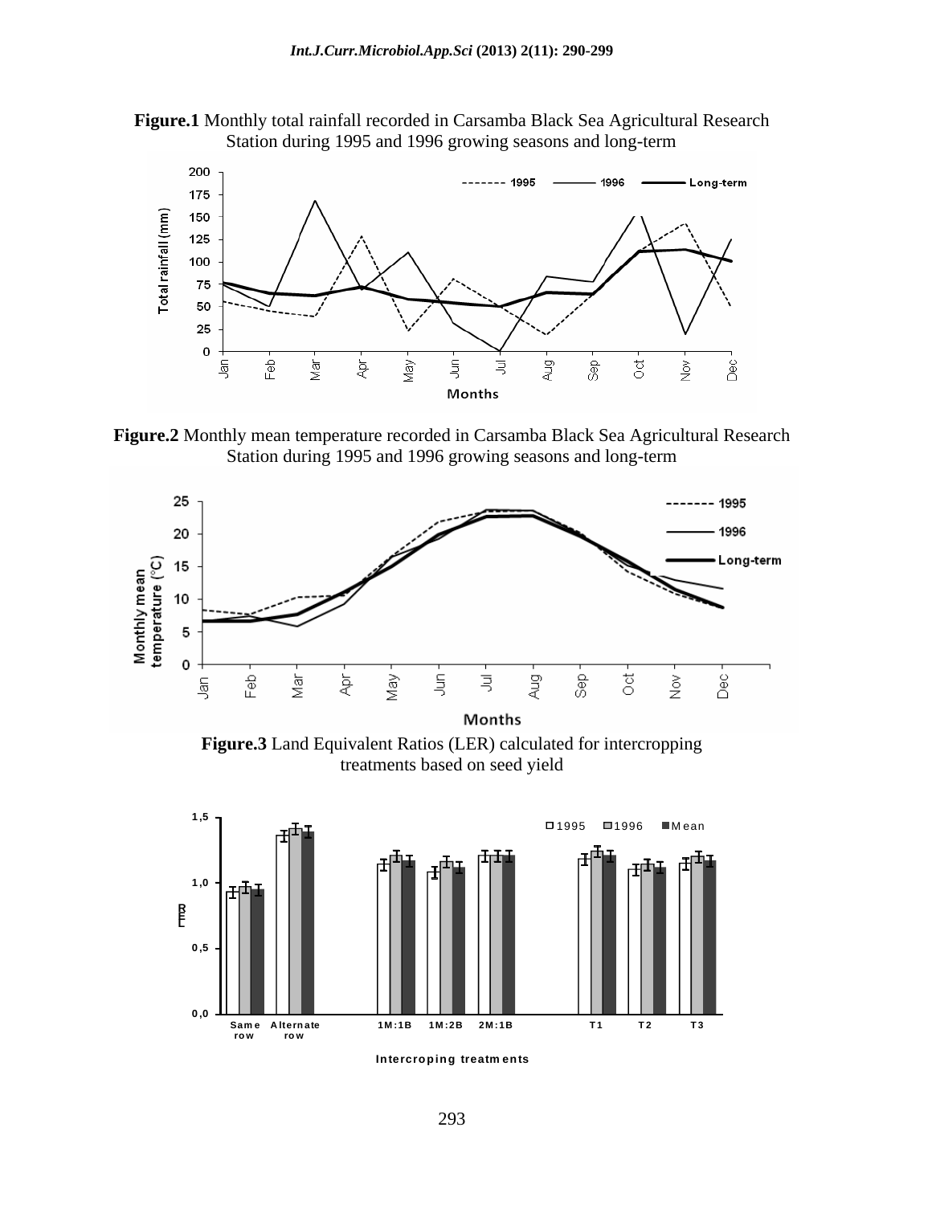**Figure.1** Monthly total rainfall recorded in Carsamba Black Sea Agricultural Research Station during 1995 and 1996 growing seasons and long-term

**Figure.2** Monthly mean temperature recorded in Carsamba Black Sea Agricultural Research Station during 1995 and 1996 growing seasons and long-term

**Figure.3** Land Equivalent Ratios (LER) calculated for intercropping treatments based on seed yield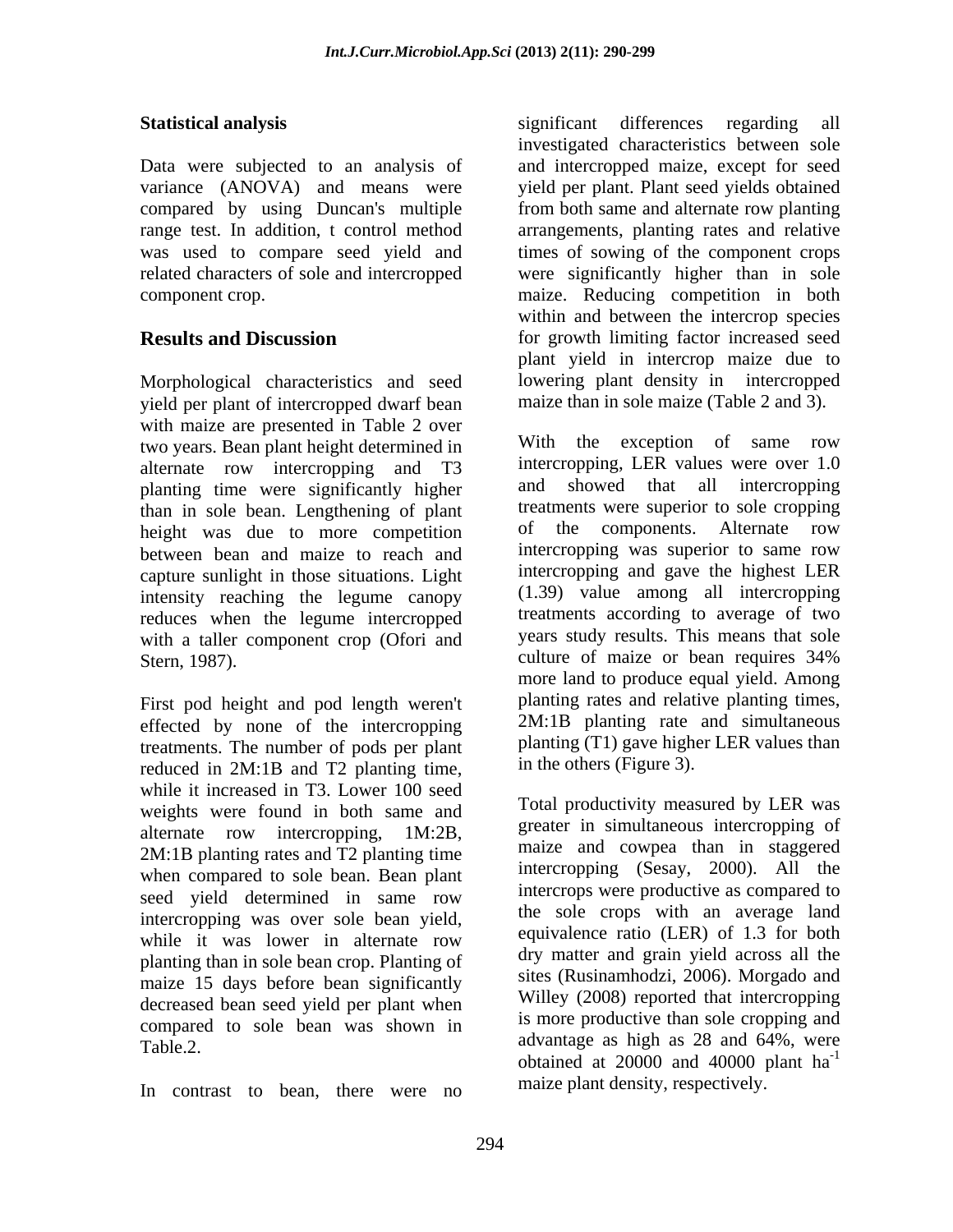## Statistical analysis

Data were subjected to an analysis of variance (ANOVA) and means were compared by using Duncan's multiple range test. In addition, t control method was used to compare seed yield and related characters of sole and intercropped component crop.

## Results and Discussion

Morphological characteristics and seed yield per plant of intercropped dwarf bean with maize are presented in Table 2 over two years. Bean plant height determined in alternate row intercropping and T3 planting time were significantly higher than in sole bean. Lengthening of plant height was due to more competition between bean and maize to reach and capture sunlight in those situations. Light intensity reaching the legume canopy reduces when the legume intercropped with a taller component crop (Ofori and Stern, 1987).

First pod height and pod length weren't effected by none of the intercropping treatments. The number of pods per plant reduced in 2M:1B and T2 planting time, while it increased in T3. Lower 100 seed weights were found in both same and alternate row intercropping, 1M:2B, 2M:1B planting rates and T2 planting time when compared to sole bean. Bean plant seed yield determined in same row intercropping was over sole bean yield, while it was lower in alternate row planting than in sole bean crop. Planting of maize 15 days before bean significantly decreased bean seed yield per plant when compared to sole bean was shown in Table.2.

In contrast to bean, there were no significant differences regarding all investigated characteristics between sole and intercropped maize, except for seed yield per plant. Plant seed yields obtained from both same and alternate row planting arrangements, planting rates and relative times of sowing of the component crops were significantly higher than in sole maize. Reducing competition in both within and between the intercrop species for growth limiting factor increased seed plant yield in intercrop maize due to lowering plant density in intercropped maize than in sole maize (Table 2 and 3).

With the exception of same row intercropping, LER values were over 1.0 and showed that all intercropping treatments were superior to sole cropping of the components. Alternate row intercropping was superior to same row intercropping and gave the highest LER (1.39) value among all intercropping treatments according to average of two years study results. This means that sole culture of maize or bean requires 34% more land to produce equal yield. Among planting rates and relative planting times, 2M:1B planting rate and simultaneous planting (T1) gave higher LER values than in the others (Figure 3).

Total productivity measured by LER was greater in simultaneous intercropping of maize and cowpea than in staggered intercropping (Sesay, 2000). All the intercrops were productive as compared to the sole crops with an average land equivalence ratio (LER) of 1.3 for both dry matter and grain yield across all the sites (Rusinamhodzi, 2006). Morgado and Willey (2008) reported that intercropping is more productive than sole cropping and advantage as high as 28 and 64%, were obtained at 20000 and 40000 plant $ha^{-1}$ maize plant density, respectively.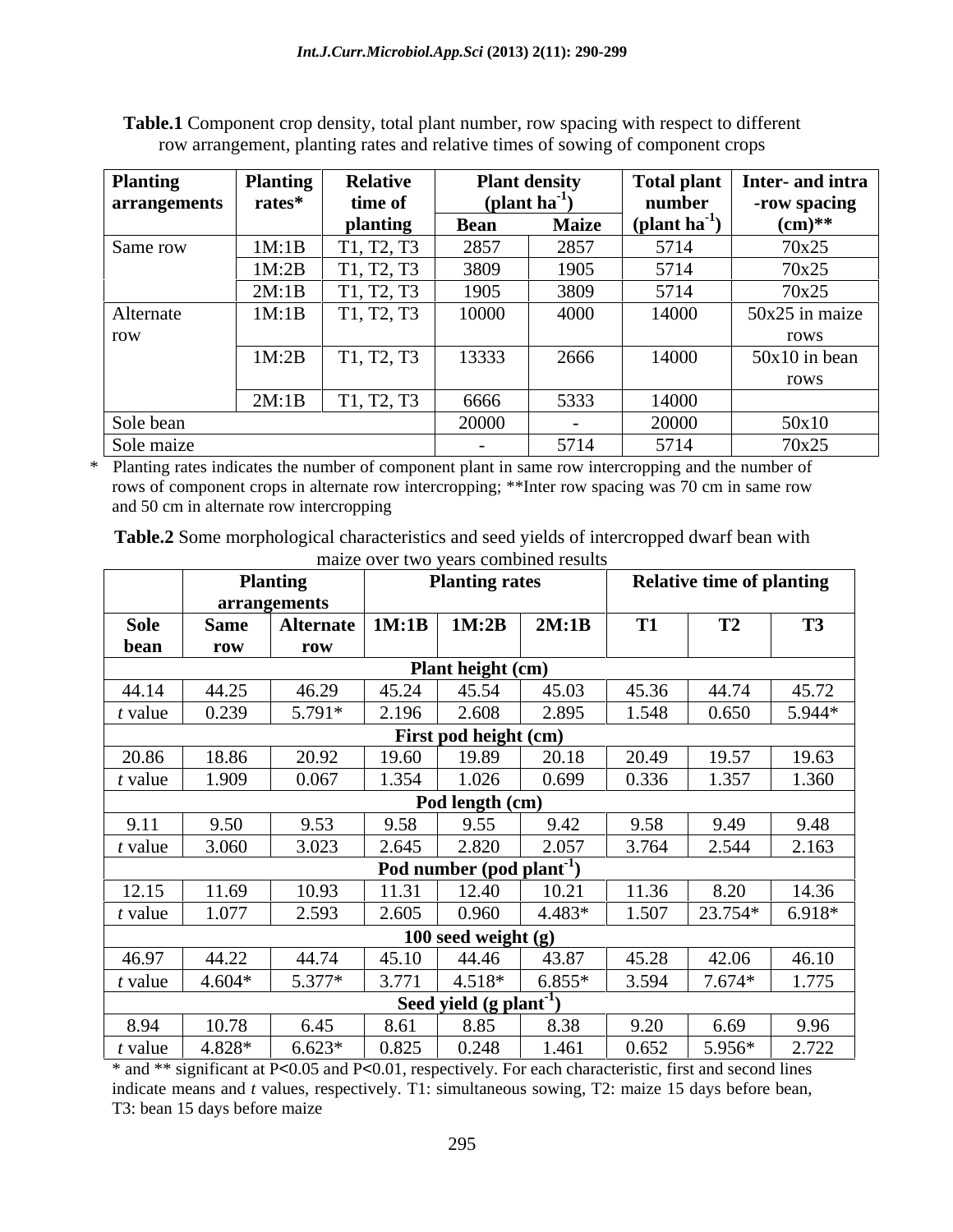**Table.1** Component crop density, total plant number, row spacing with respect to different row arrangement, planting rates and relative times of sowing of component crops

| Planting arrangements | Planting rates* | Relative time of planting | Plant density (plant $ha^{-1}$) | | Total plant number (plant $ha^{-1}$) | Inter- and intra -row spacing (cm)** |
|---|---|---|---|---|---|---|
| | | | Bean | Maize | | |
| Same row | 1M:1B | T1, T2, T3 | 2857 | 2857 | 5714 | 70x25 |
| | 1M:2B | T1, T2, T3 | 3809 | 1905 | 5714 | 70x25 |
| | 2M:1B | T1, T2, T3 | 1905 | 3809 | 5714 | 70x25 |
| Alternate row | 1M:1B | T1, T2, T3 | 10000 | 4000 | 14000 | 50x25 in maize rows |
| | 1M:2B | T1, T2, T3 | 13333 | 2666 | 14000 | 50x10 in bean rows |
| | 2M:1B | T1, T2, T3 | 6666 | 5333 | 14000 | |
| Sole bean | | | 20000 | - | 20000 | 50x10 |
| Sole maize | | | - | 5714 | 5714 | 70x25 |

\* Planting rates indicates the number of component plant in same row intercropping and the number of rows of component crops in alternate row intercropping; **Inter row spacing was 70 cm in same row and 50 cm in alternate row intercropping

**Table.2** Some morphological characteristics and seed yields of intercropped dwarf bean with maize over two years combined results

| | Planting arrangements | | Planting rates | | | Relative time of planting | | |
|---|---|---|---|---|---|---|---|---|
| **Sole bean** | **Same row** | **Alternate row** | **1M:1B** | **1M:2B** | **2M:1B** | **T1** | **T2** | **T3** |
| **Plant height (cm)** | | | | | | | | |
| 44.14 | 44.25 | 46.29 | 45.24 | 45.54 | 45.03 | 45.36 | 44.74 | 45.72 |
| *t* value | 0.239 | 5.791* | 2.196 | 2.608 | 2.895 | 1.548 | 0.650 | 5.944* |
| **First pod height (cm)** | | | | | | | | |
| 20.86 | 18.86 | 20.92 | 19.60 | 19.89 | 20.18 | 20.49 | 19.57 | 19.63 |
| *t* value | 1.909 | 0.067 | 1.354 | 1.026 | 0.699 | 0.336 | 1.357 | 1.360 |
| **Pod length (cm)** | | | | | | | | |
| 9.11 | 9.50 | 9.53 | 9.58 | 9.55 | 9.42 | 9.58 | 9.49 | 9.48 |
| *t* value | 3.060 | 3.023 | 2.645 | 2.820 | 2.057 | 3.764 | 2.544 | 2.163 |
| **Pod number (pod $plant^{-1}$)** | | | | | | | | |
| 12.15 | 11.69 | 10.93 | 11.31 | 12.40 | 10.21 | 11.36 | 8.20 | 14.36 |
| *t* value | 1.077 | 2.593 | 2.605 | 0.960 | 4.483* | 1.507 | 23.754* | 6.918* |
| **100 seed weight (g)** | | | | | | | | |
| 46.97 | 44.22 | 44.74 | 45.10 | 44.46 | 43.87 | 45.28 | 42.06 | 46.10 |
| *t* value | 4.604* | 5.377* | 3.771 | 4.518* | 6.855* | 3.594 | 7.674* | 1.775 |
| **Seed yield (g $plant^{-1}$)** | | | | | | | | |
| 8.94 | 10.78 | 6.45 | 8.61 | 8.85 | 8.38 | 9.20 | 6.69 | 9.96 |
| *t* value | 4.828* | 6.623* | 0.825 | 0.248 | 1.461 | 0.652 | 5.956* | 2.722 |

\* and ** significant at $P<0.05$ and $P<0.01$, respectively. For each characteristic, first and second lines indicate means and *t* values, respectively. T1: simultaneous sowing, T2: maize 15 days before bean, T3: bean 15 days before maize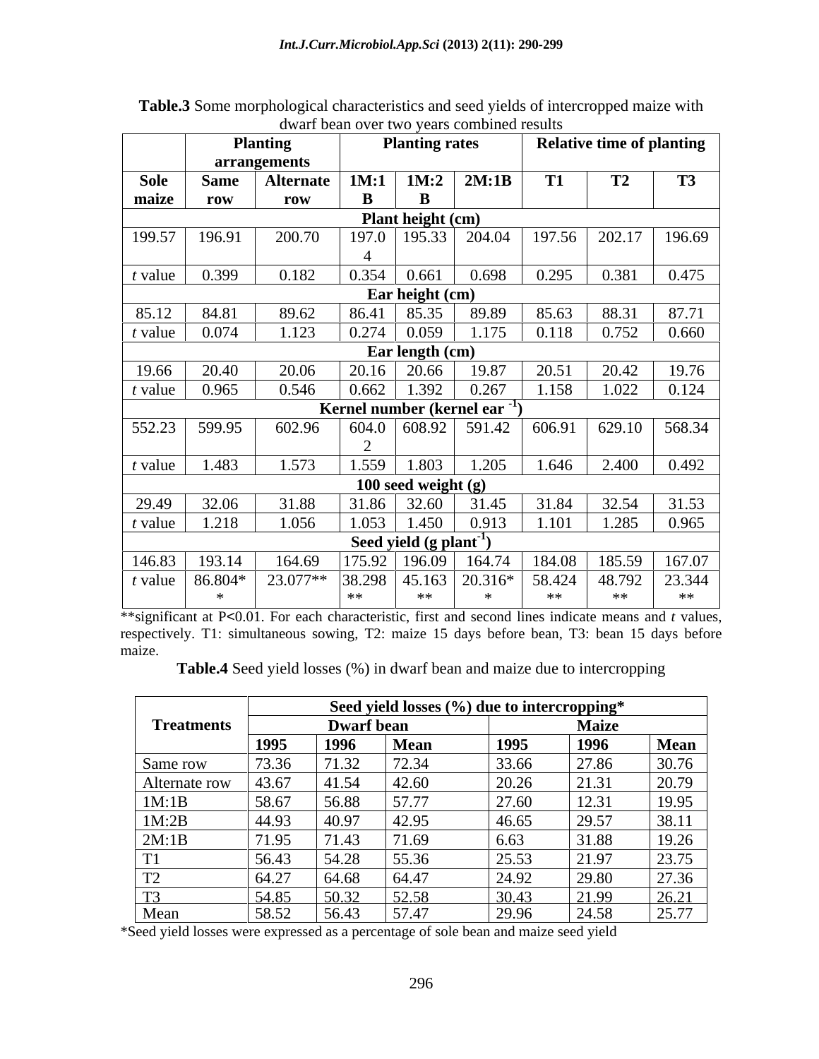**Table.3** Some morphological characteristics and seed yields of intercropped maize with dwarf bean over two years combined results

| | Planting arrangements | | Planting rates | | | Relative time of planting | | |
|---|---|---|---|---|---|---|---|---|
| Sole maize | Same row | Alternate row | 1M:1B | 1M:2B | 2M:1B | T1 | T2 | T3 |
| **Plant height (cm)** | | | | | | | | |
| 199.57 | 196.91 | 200.70 | 197.04 | 195.33 | 204.04 | 197.56 | 202.17 | 196.69 |
| *t* value | 0.399 | 0.182 | 0.354 | 0.661 | 0.698 | 0.295 | 0.381 | 0.475 |
| **Ear height (cm)** | | | | | | | | |
| 85.12 | 84.81 | 89.62 | 86.41 | 85.35 | 89.89 | 85.63 | 88.31 | 87.71 |
| *t* value | 0.074 | 1.123 | 0.274 | 0.059 | 1.175 | 0.118 | 0.752 | 0.660 |
| **Ear length (cm)** | | | | | | | | |
| 19.66 | 20.40 | 20.06 | 20.16 | 20.66 | 19.87 | 20.51 | 20.42 | 19.76 |
| *t* value | 0.965 | 0.546 | 0.662 | 1.392 | 0.267 | 1.158 | 1.022 | 0.124 |
| **Kernel number (kernel ear $^{-1}$)** | | | | | | | | |
| 552.23 | 599.95 | 602.96 | 604.02 | 608.92 | 591.42 | 606.91 | 629.10 | 568.34 |
| *t* value | 1.483 | 1.573 | 1.559 | 1.803 | 1.205 | 1.646 | 2.400 | 0.492 |
| **100 seed weight (g)** | | | | | | | | |
| 29.49 | 32.06 | 31.88 | 31.86 | 32.60 | 31.45 | 31.84 | 32.54 | 31.53 |
| *t* value | 1.218 | 1.056 | 1.053 | 1.450 | 0.913 | 1.101 | 1.285 | 0.965 |
| **Seed yield (g plant$^{-1}$)** | | | | | | | | |
| 146.83 | 193.14 | 164.69 | 175.92 | 196.09 | 164.74 | 184.08 | 185.59 | 167.07 |
| *t* value | 86.804** | 23.077** | 38.298** | 45.163** | 20.316** | 58.424** | 48.792** | 23.344** |

**significant at P<0.01. For each characteristic, first and second lines indicate means and *t* values, respectively. T1: simultaneous sowing, T2: maize 15 days before bean, T3: bean 15 days before maize.

**Table.4** Seed yield losses (%) in dwarf bean and maize due to intercropping

| Treatments | Seed yield losses (%) due to intercropping* | | | | | |
|---|---|---|---|---|---|---|
| | Dwarf bean | | | Maize | | |
| | 1995 | 1996 | Mean | 1995 | 1996 | Mean |
| Same row | 73.36 | 71.32 | 72.34 | 33.66 | 27.86 | 30.76 |
| Alternate row | 43.67 | 41.54 | 42.60 | 20.26 | 21.31 | 20.79 |
| 1M:1B | 58.67 | 56.88 | 57.77 | 27.60 | 12.31 | 19.95 |
| 1M:2B | 44.93 | 40.97 | 42.95 | 46.65 | 29.57 | 38.11 |
| 2M:1B | 71.95 | 71.43 | 71.69 | 6.63 | 31.88 | 19.26 |
| T1 | 56.43 | 54.28 | 55.36 | 25.53 | 21.97 | 23.75 |
| T2 | 64.27 | 64.68 | 64.47 | 24.92 | 29.80 | 27.36 |
| T3 | 54.85 | 50.32 | 52.58 | 30.43 | 21.99 | 26.21 |
| Mean | 58.52 | 56.43 | 57.47 | 29.96 | 24.58 | 25.77 |

*Seed yield losses were expressed as a percentage of sole bean and maize seed yield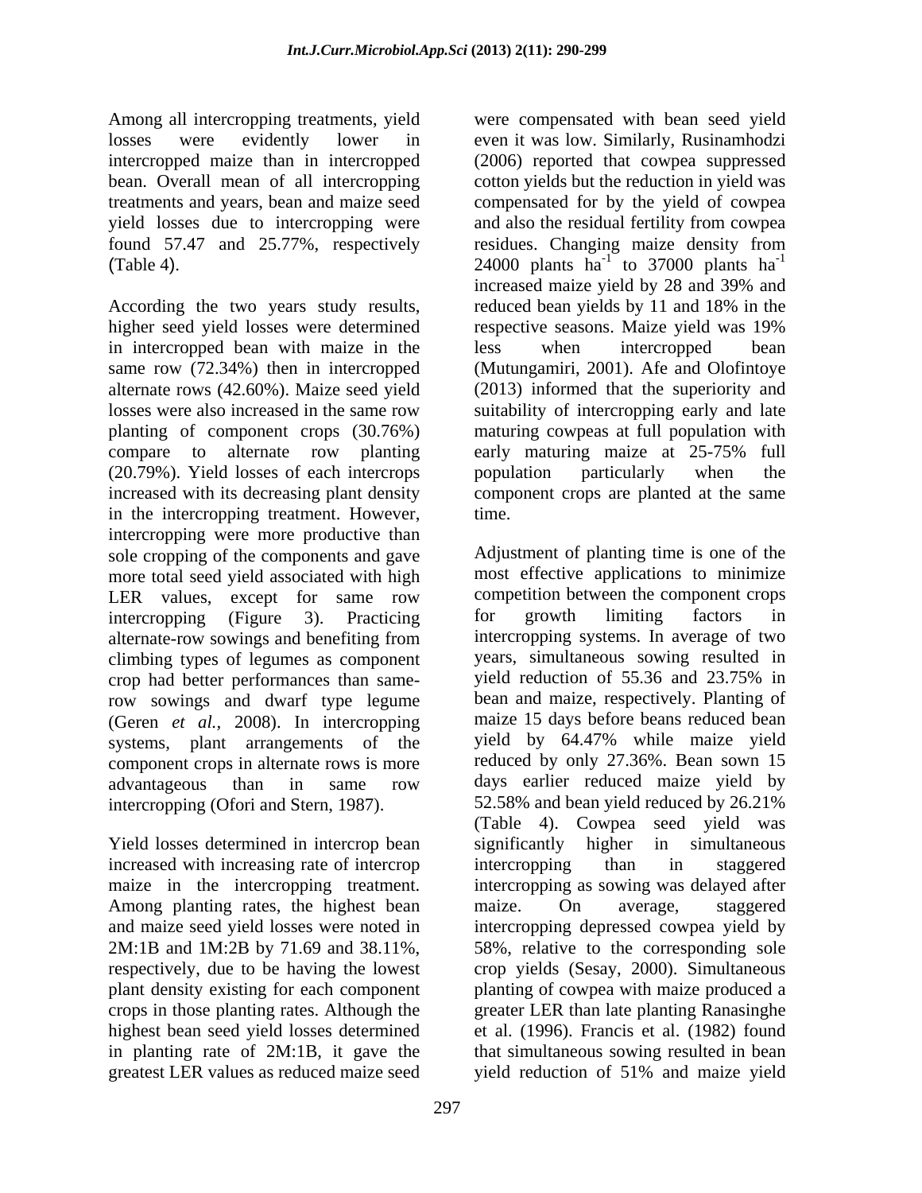Among all intercropping treatments, yield losses were evidently lower in intercropped maize than in intercropped bean. Overall mean of all intercropping treatments and years, bean and maize seed yield losses due to intercropping were found 57.47 and 25.77%, respectively (Table 4).

According the two years study results, higher seed yield losses were determined in intercropped bean with maize in the same row (72.34%) then in intercropped alternate rows (42.60%). Maize seed yield losses were also increased in the same row planting of component crops (30.76%) compare to alternate row planting (20.79%). Yield losses of each intercrops increased with its decreasing plant density in the intercropping treatment. However, intercropping were more productive than sole cropping of the components and gave more total seed yield associated with high LER values, except for same row intercropping (Figure 3). Practicing alternate-row sowings and benefiting from climbing types of legumes as component crop had better performances than same-row sowings and dwarf type legume (Geren *et al.,* 2008). In intercropping systems, plant arrangements of the component crops in alternate rows is more advantageous than in same row intercropping (Ofori and Stern, 1987).

Yield losses determined in intercrop bean increased with increasing rate of intercrop maize in the intercropping treatment. Among planting rates, the highest bean and maize seed yield losses were noted in 2M:1B and 1M:2B by 71.69 and 38.11%, respectively, due to be having the lowest plant density existing for each component crops in those planting rates. Although the highest bean seed yield losses determined in planting rate of 2M:1B, it gave the greatest LER values as reduced maize seed were compensated with bean seed yield even it was low. Similarly, Rusinamhodzi (2006) reported that cowpea suppressed cotton yields but the reduction in yield was compensated for by the yield of cowpea and also the residual fertility from cowpea residues. Changing maize density from 24000 plants $ha^{-1}$ to 37000 plants $ha^{-1}$ increased maize yield by 28 and 39% and reduced bean yields by 11 and 18% in the respective seasons. Maize yield was 19% less when intercropped bean (Mutungamiri, 2001). Afe and Olofintoye (2013) informed that the superiority and suitability of intercropping early and late maturing cowpeas at full population with early maturing maize at 25-75% full population particularly when the component crops are planted at the same time.

Adjustment of planting time is one of the most effective applications to minimize competition between the component crops for growth limiting factors in intercropping systems. In average of two years, simultaneous sowing resulted in yield reduction of 55.36 and 23.75% in bean and maize, respectively. Planting of maize 15 days before beans reduced bean yield by 64.47% while maize yield reduced by only 27.36%. Bean sown 15 days earlier reduced maize yield by 52.58% and bean yield reduced by 26.21% (Table 4). Cowpea seed yield was significantly higher in simultaneous intercropping than in staggered intercropping as sowing was delayed after maize. On average, staggered intercropping depressed cowpea yield by 58%, relative to the corresponding sole crop yields (Sesay, 2000). Simultaneous planting of cowpea with maize produced a greater LER than late planting Ranasinghe et al. (1996). Francis et al. (1982) found that simultaneous sowing resulted in bean yield reduction of 51% and maize yield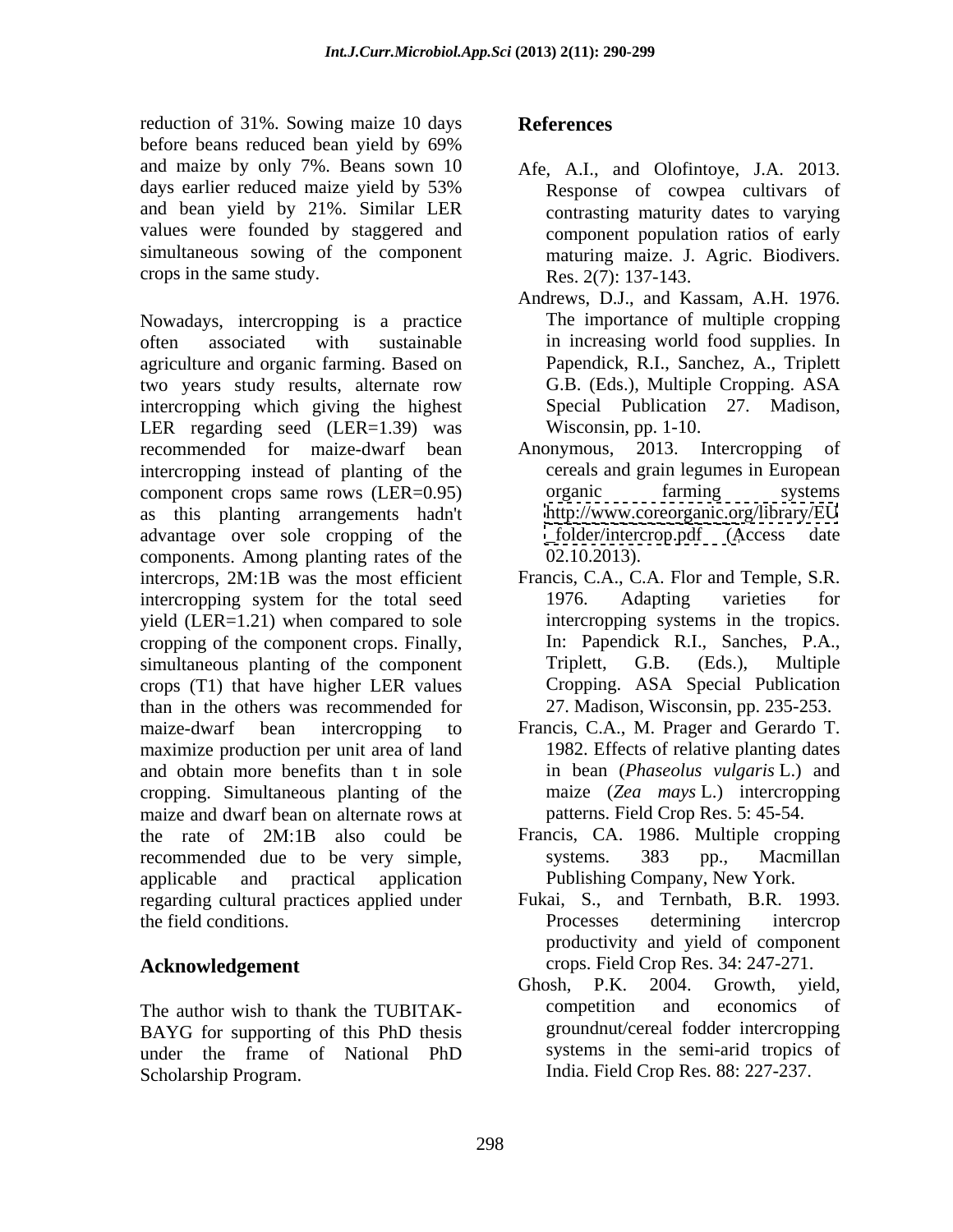reduction of 31%. Sowing maize 10 days before beans reduced bean yield by 69% and maize by only 7%. Beans sown 10 days earlier reduced maize yield by 53% and bean yield by 21%. Similar LER values were founded by staggered and simultaneous sowing of the component crops in the same study.

Nowadays, intercropping is a practice often associated with sustainable agriculture and organic farming. Based on two years study results, alternate row intercropping which giving the highest LER regarding seed (LER=1.39) was recommended for maize-dwarf bean intercropping instead of planting of the component crops same rows (LER=0.95) as this planting arrangements hadn't advantage over sole cropping of the components. Among planting rates of the intercrops, 2M:1B was the most efficient intercropping system for the total seed yield (LER=1.21) when compared to sole cropping of the component crops. Finally, simultaneous planting of the component crops (T1) that have higher LER values than in the others was recommended for maize-dwarf bean intercropping to maximize production per unit area of land and obtain more benefits than t in sole cropping. Simultaneous planting of the maize and dwarf bean on alternate rows at the rate of 2M:1B also could be recommended due to be very simple, applicable and practical application regarding cultural practices applied under the field conditions.

## Acknowledgement

The author wish to thank the TUBITAK-BAYG for supporting of this PhD thesis under the frame of National PhD Scholarship Program.

## References

Afe, A.I., and Olofintoye, J.A. 2013. Response of cowpea cultivars of contrasting maturity dates to varying component population ratios of early maturing maize. J. Agric. Biodivers. Res. 2(7): 137-143.

Andrews, D.J., and Kassam, A.H. 1976. The importance of multiple cropping in increasing world food supplies. In Papendick, R.I., Sanchez, A., Triplett G.B. (Eds.), Multiple Cropping. ASA Special Publication 27. Madison, Wisconsin, pp. 1-10.

Anonymous, 2013. Intercropping of cereals and grain legumes in European organic farming systems http://www.coreorganic.org/library/EU_folder/intercrop.pdf (Access date 02.10.2013).

Francis, C.A., C.A. Flor and Temple, S.R. 1976. Adapting varieties for intercropping systems in the tropics. In: Papendick R.I., Sanches, P.A., Triplett, G.B. (Eds.), Multiple Cropping. ASA Special Publication 27. Madison, Wisconsin, pp. 235-253.

Francis, C.A., M. Prager and Gerardo T. 1982. Effects of relative planting dates in bean (*Phaseolus vulgaris* L.) and maize (*Zea mays* L.) intercropping patterns. Field Crop Res. 5: 45-54.

Francis, CA. 1986. Multiple cropping systems. 383 pp., Macmillan Publishing Company, New York.

Fukai, S., and Ternbath, B.R. 1993. Processes determining intercrop productivity and yield of component crops. Field Crop Res. 34: 247-271.

Ghosh, P.K. 2004. Growth, yield, competition and economics of groundnut/cereal fodder intercropping systems in the semi-arid tropics of India. Field Crop Res. 88: 227-237.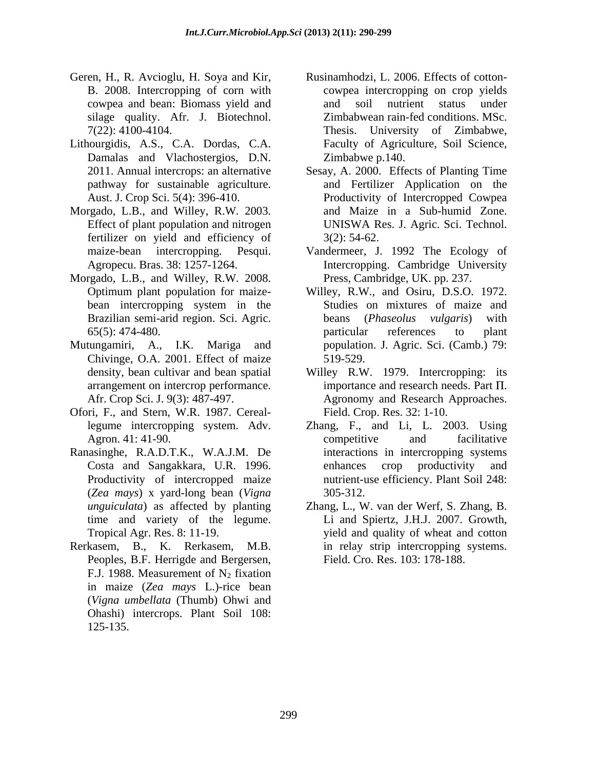Geren, H., R. Avcioglu, H. Soya and Kir, B. 2008. Intercropping of corn with cowpea and bean: Biomass yield and silage quality. Afr. J. Biotechnol. 7(22): 4100-4104.

Lithourgidis, A.S., C.A. Dordas, C.A. Damalas and Vlachostergios, D.N. 2011. Annual intercrops: an alternative pathway for sustainable agriculture. Aust. J. Crop Sci. 5(4): 396-410.

Morgado, L.B., and Willey, R.W. 2003. Effect of plant population and nitrogen fertilizer on yield and efficiency of maize-bean intercropping. Pesqui. Agropecu. Bras. 38: 1257-1264.

Morgado, L.B., and Willey, R.W. 2008. Optimum plant population for maize-bean intercropping system in the Brazilian semi-arid region. Sci. Agric. 65(5): 474-480.

Mutungamiri, A., I.K. Mariga and Chivinge, O.A. 2001. Effect of maize density, bean cultivar and bean spatial arrangement on intercrop performance. Afr. Crop Sci. J. 9(3): 487-497.

Ofori, F., and Stern, W.R. 1987. Cereal-legume intercropping system. Adv. Agron. 41: 41-90.

Ranasinghe, R.A.D.T.K., W.A.J.M. De Costa and Sangakkara, U.R. 1996. Productivity of intercropped maize (*Zea mays*) x yard-long bean (*Vigna unguiculata*) as affected by planting time and variety of the legume. Tropical Agr. Res. 8: 11-19.

Rerkasem, B., K. Rerkasem, M.B. Peoples, B.F. Herrigde and Bergersen, F.J. 1988. Measurement of $N_2$ fixation in maize (*Zea mays* L.)-rice bean (*Vigna umbellata* (Thumb) Ohwi and Ohashi) intercrops. Plant Soil 108: 125-135.

Rusinamhodzi, L. 2006. Effects of cotton-cowpea intercropping on crop yields and soil nutrient status under Zimbabwean rain-fed conditions. MSc. Thesis. University of Zimbabwe, Faculty of Agriculture, Soil Science, Zimbabwe p.140.

Sesay, A. 2000. Effects of Planting Time and Fertilizer Application on the Productivity of Intercropped Cowpea and Maize in a Sub-humid Zone. UNISWA Res. J. Agric. Sci. Technol. 3(2): 54-62.

Vandermeer, J. 1992 The Ecology of Intercropping. Cambridge University Press, Cambridge, UK. pp. 237.

Willey, R.W., and Osiru, D.S.O. 1972. Studies on mixtures of maize and beans (*Phaseolus vulgaris*) with particular references to plant population. J. Agric. Sci. (Camb.) 79: 519-529.

Willey R.W. 1979. Intercropping: its importance and research needs. Part Π. Agronomy and Research Approaches. Field. Crop. Res. 32: 1-10.

Zhang, F., and Li, L. 2003. Using competitive and facilitative interactions in intercropping systems enhances crop productivity and nutrient-use efficiency. Plant Soil 248: 305-312.

Zhang, L., W. van der Werf, S. Zhang, B. Li and Spiertz, J.H.J. 2007. Growth, yield and quality of wheat and cotton in relay strip intercropping systems. Field. Cro. Res. 103: 178-188.